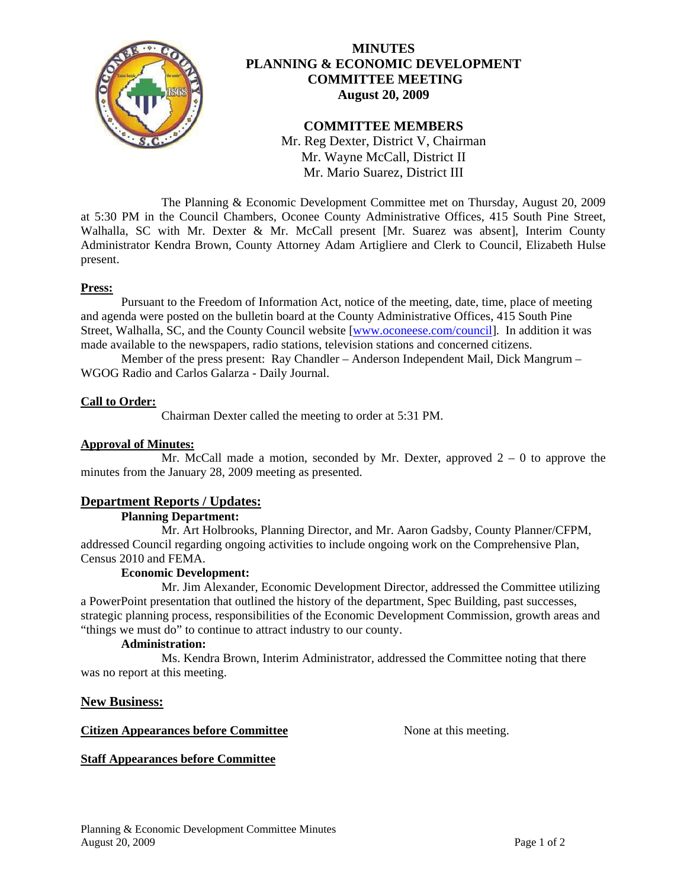# MINUTES
# PLANNING & ECONOMIC DEVELOPMENT COMMITTEE MEETING
# August 20, 2009

## COMMITTEE MEMBERS

Mr. Reg Dexter, District V, Chairman
Mr. Wayne McCall, District II
Mr. Mario Suarez, District III

The Planning & Economic Development Committee met on Thursday, August 20, 2009 at 5:30 PM in the Council Chambers, Oconee County Administrative Offices, 415 South Pine Street, Walhalla, SC with Mr. Dexter & Mr. McCall present [Mr. Suarez was absent], Interim County Administrator Kendra Brown, County Attorney Adam Artigliere and Clerk to Council, Elizabeth Hulse present.

**Press:**

Pursuant to the Freedom of Information Act, notice of the meeting, date, time, place of meeting and agenda were posted on the bulletin board at the County Administrative Offices, 415 South Pine Street, Walhalla, SC, and the County Council website [www.oconeese.com/council]. In addition it was made available to the newspapers, radio stations, television stations and concerned citizens.

Member of the press present: Ray Chandler – Anderson Independent Mail, Dick Mangrum – WGOG Radio and Carlos Galarza - Daily Journal.

**Call to Order:**

Chairman Dexter called the meeting to order at 5:31 PM.

**Approval of Minutes:**

Mr. McCall made a motion, seconded by Mr. Dexter, approved 2 – 0 to approve the minutes from the January 28, 2009 meeting as presented.

## Department Reports / Updates:

**Planning Department:**

Mr. Art Holbrooks, Planning Director, and Mr. Aaron Gadsby, County Planner/CFPM, addressed Council regarding ongoing activities to include ongoing work on the Comprehensive Plan, Census 2010 and FEMA.

**Economic Development:**

Mr. Jim Alexander, Economic Development Director, addressed the Committee utilizing a PowerPoint presentation that outlined the history of the department, Spec Building, past successes, strategic planning process, responsibilities of the Economic Development Commission, growth areas and "things we must do" to continue to attract industry to our county.

**Administration:**

Ms. Kendra Brown, Interim Administrator, addressed the Committee noting that there was no report at this meeting.

## New Business:

**Citizen Appearances before Committee** — None at this meeting.

**Staff Appearances before Committee**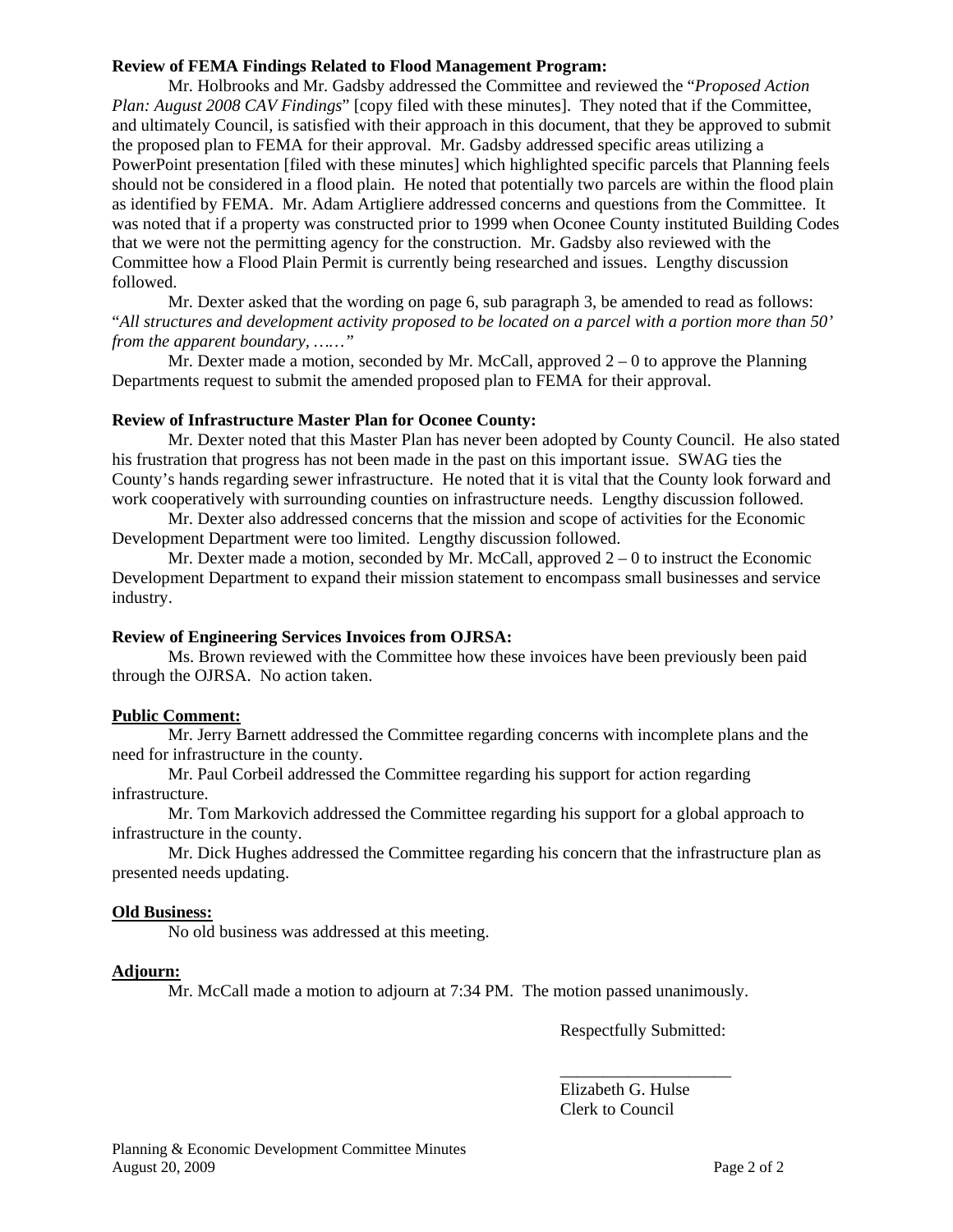**Review of FEMA Findings Related to Flood Management Program:**

Mr. Holbrooks and Mr. Gadsby addressed the Committee and reviewed the "*Proposed Action Plan: August 2008 CAV Findings*" [copy filed with these minutes]. They noted that if the Committee, and ultimately Council, is satisfied with their approach in this document, that they be approved to submit the proposed plan to FEMA for their approval. Mr. Gadsby addressed specific areas utilizing a PowerPoint presentation [filed with these minutes] which highlighted specific parcels that Planning feels should not be considered in a flood plain. He noted that potentially two parcels are within the flood plain as identified by FEMA. Mr. Adam Artigliere addressed concerns and questions from the Committee. It was noted that if a property was constructed prior to 1999 when Oconee County instituted Building Codes that we were not the permitting agency for the construction. Mr. Gadsby also reviewed with the Committee how a Flood Plain Permit is currently being researched and issues. Lengthy discussion followed.

Mr. Dexter asked that the wording on page 6, sub paragraph 3, be amended to read as follows: "*All structures and development activity proposed to be located on a parcel with a portion more than 50' from the apparent boundary, ……"*

Mr. Dexter made a motion, seconded by Mr. McCall, approved 2 – 0 to approve the Planning Departments request to submit the amended proposed plan to FEMA for their approval.

**Review of Infrastructure Master Plan for Oconee County:**

Mr. Dexter noted that this Master Plan has never been adopted by County Council. He also stated his frustration that progress has not been made in the past on this important issue. SWAG ties the County's hands regarding sewer infrastructure. He noted that it is vital that the County look forward and work cooperatively with surrounding counties on infrastructure needs. Lengthy discussion followed.

Mr. Dexter also addressed concerns that the mission and scope of activities for the Economic Development Department were too limited. Lengthy discussion followed.

Mr. Dexter made a motion, seconded by Mr. McCall, approved 2 – 0 to instruct the Economic Development Department to expand their mission statement to encompass small businesses and service industry.

**Review of Engineering Services Invoices from OJRSA:**

Ms. Brown reviewed with the Committee how these invoices have been previously been paid through the OJRSA. No action taken.

**Public Comment:**

Mr. Jerry Barnett addressed the Committee regarding concerns with incomplete plans and the need for infrastructure in the county.

Mr. Paul Corbeil addressed the Committee regarding his support for action regarding infrastructure.

Mr. Tom Markovich addressed the Committee regarding his support for a global approach to infrastructure in the county.

Mr. Dick Hughes addressed the Committee regarding his concern that the infrastructure plan as presented needs updating.

**Old Business:**

No old business was addressed at this meeting.

**Adjourn:**

Mr. McCall made a motion to adjourn at 7:34 PM. The motion passed unanimously.

Respectfully Submitted:

____________________
Elizabeth G. Hulse
Clerk to Council

Planning & Economic Development Committee Minutes
August 20, 2009